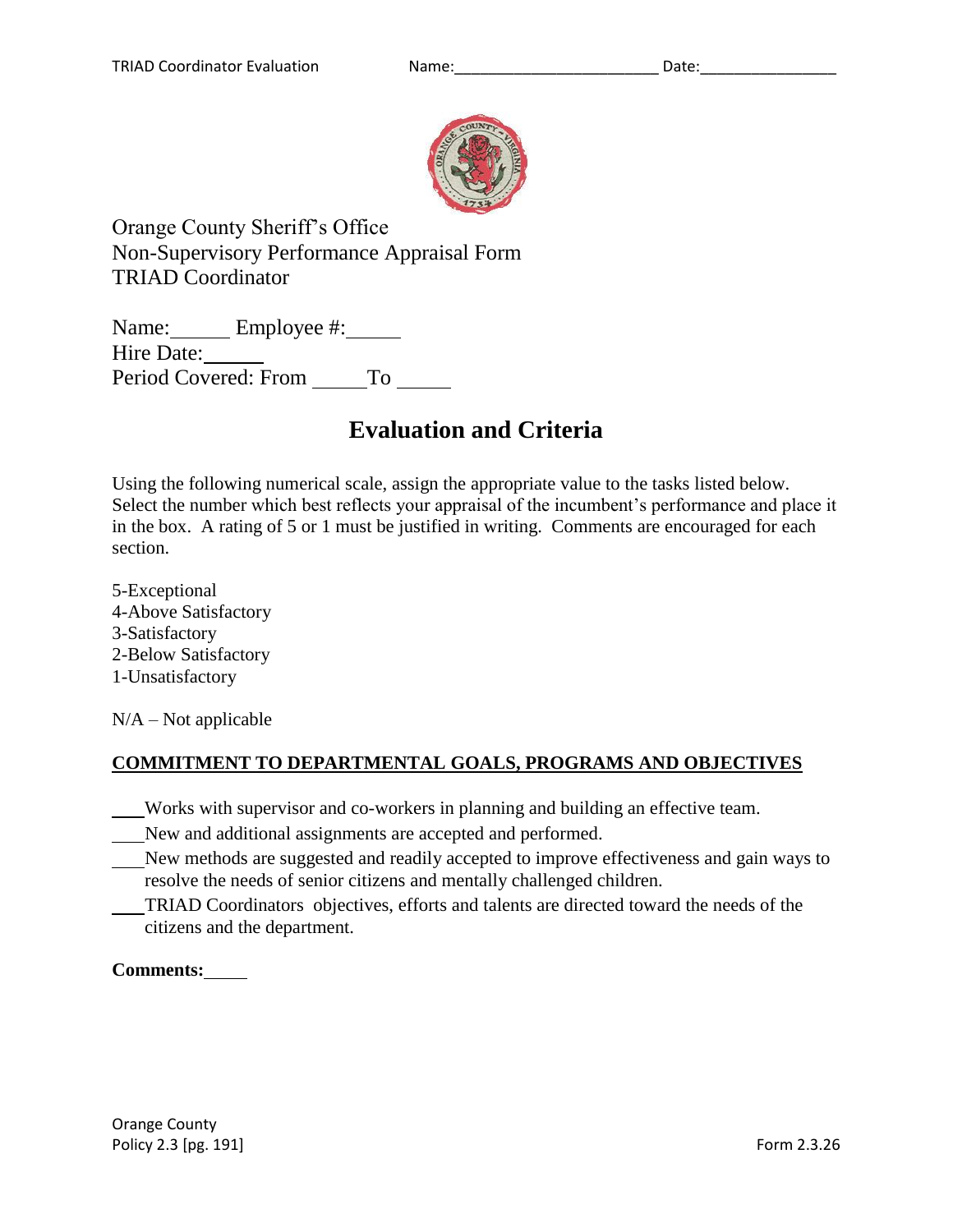Orange County Sheriff's Office
Non-Supervisory Performance Appraisal Form
TRIAD Coordinator

Name:______ Employee #:_____
Hire Date:______
Period Covered: From _____To _____

# Evaluation and Criteria

Using the following numerical scale, assign the appropriate value to the tasks listed below. Select the number which best reflects your appraisal of the incumbent's performance and place it in the box. A rating of 5 or 1 must be justified in writing. Comments are encouraged for each section.

5-Exceptional
4-Above Satisfactory
3-Satisfactory
2-Below Satisfactory
1-Unsatisfactory

N/A – Not applicable

**COMMITMENT TO DEPARTMENTAL GOALS, PROGRAMS AND OBJECTIVES**

___Works with supervisor and co-workers in planning and building an effective team.
___New and additional assignments are accepted and performed.
___New methods are suggested and readily accepted to improve effectiveness and gain ways to resolve the needs of senior citizens and mentally challenged children.
___TRIAD Coordinators objectives, efforts and talents are directed toward the needs of the citizens and the department.

**Comments:**_____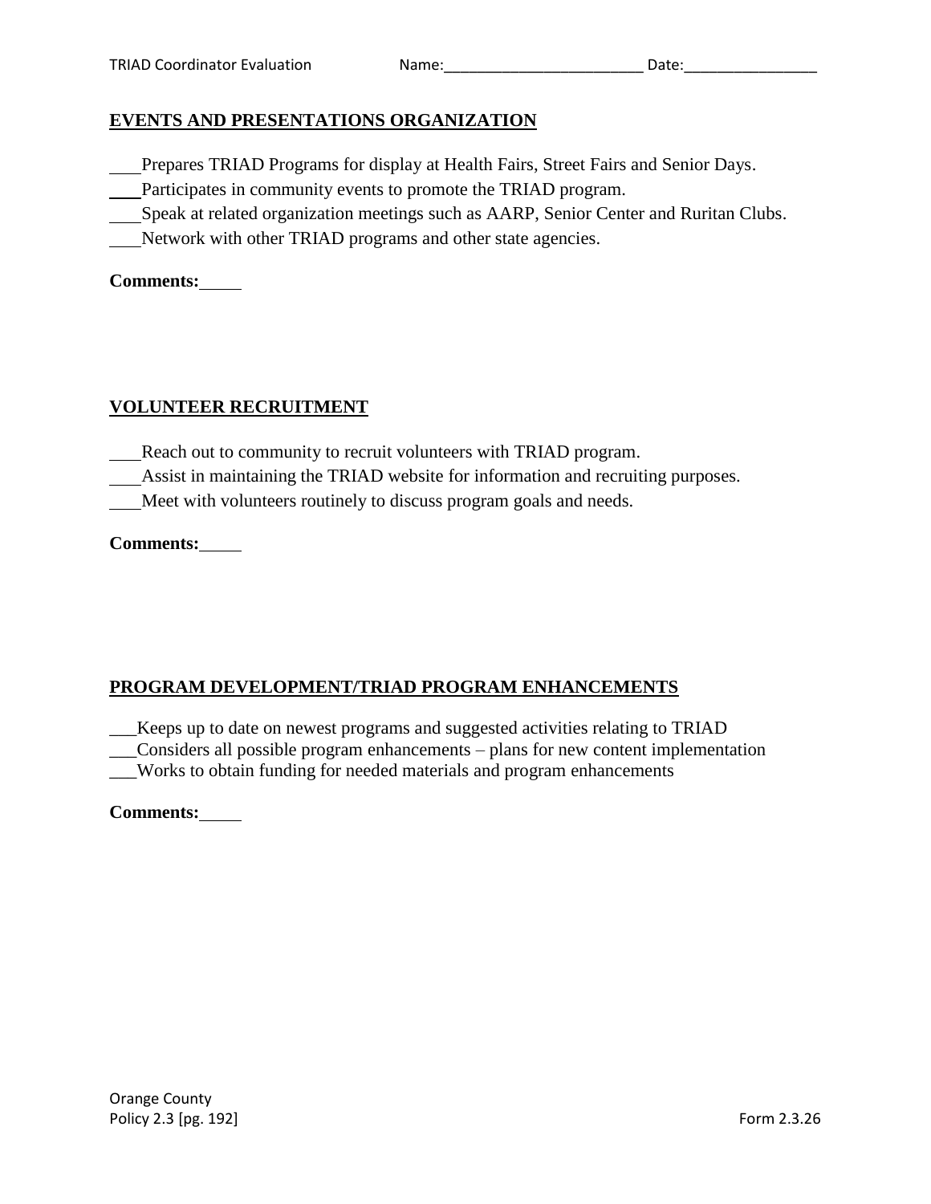## EVENTS AND PRESENTATIONS ORGANIZATION

___Prepares TRIAD Programs for display at Health Fairs, Street Fairs and Senior Days.
___Participates in community events to promote the TRIAD program.
___Speak at related organization meetings such as AARP, Senior Center and Ruritan Clubs.
___Network with other TRIAD programs and other state agencies.

**Comments:**____

## VOLUNTEER RECRUITMENT

___Reach out to community to recruit volunteers with TRIAD program.
___Assist in maintaining the TRIAD website for information and recruiting purposes.
___Meet with volunteers routinely to discuss program goals and needs.

**Comments:**____

## PROGRAM DEVELOPMENT/TRIAD PROGRAM ENHANCEMENTS

___Keeps up to date on newest programs and suggested activities relating to TRIAD
___Considers all possible program enhancements – plans for new content implementation
___Works to obtain funding for needed materials and program enhancements

**Comments:**____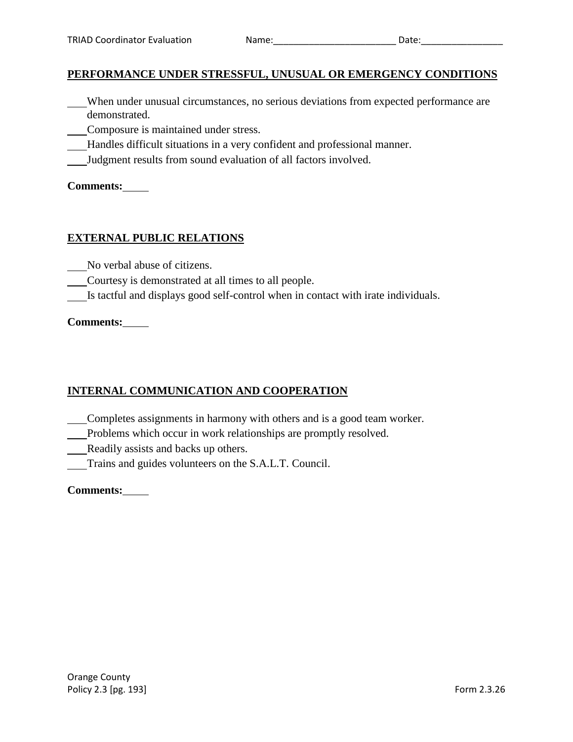## PERFORMANCE UNDER STRESSFUL, UNUSUAL OR EMERGENCY CONDITIONS

\_\_\_ When under unusual circumstances, no serious deviations from expected performance are demonstrated.
\_\_\_ Composure is maintained under stress.
\_\_\_ Handles difficult situations in a very confident and professional manner.
\_\_\_ Judgment results from sound evaluation of all factors involved.

**Comments:** \_\_\_\_

## EXTERNAL PUBLIC RELATIONS

\_\_\_ No verbal abuse of citizens.
\_\_\_ Courtesy is demonstrated at all times to all people.
\_\_\_ Is tactful and displays good self-control when in contact with irate individuals.

**Comments:** \_\_\_\_

## INTERNAL COMMUNICATION AND COOPERATION

\_\_\_ Completes assignments in harmony with others and is a good team worker.
\_\_\_ Problems which occur in work relationships are promptly resolved.
\_\_\_ Readily assists and backs up others.
\_\_\_ Trains and guides volunteers on the S.A.L.T. Council.

**Comments:** \_\_\_\_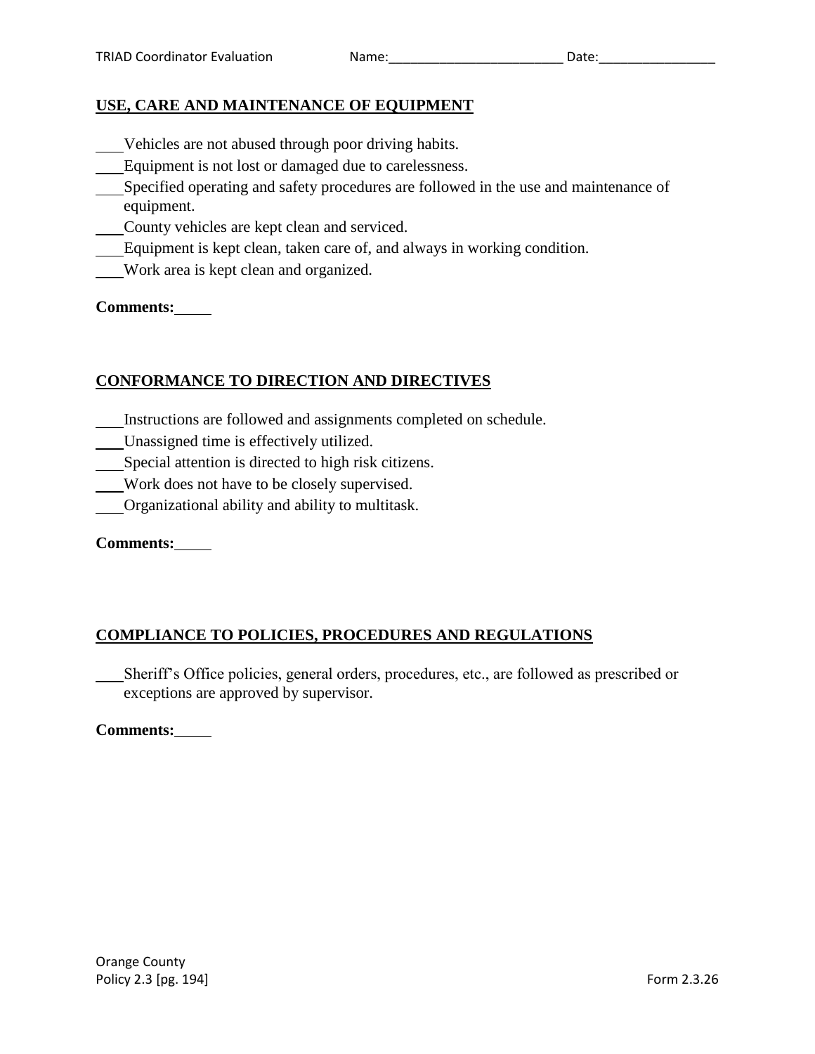## USE, CARE AND MAINTENANCE OF EQUIPMENT

___ Vehicles are not abused through poor driving habits.
___ Equipment is not lost or damaged due to carelessness.
___ Specified operating and safety procedures are followed in the use and maintenance of equipment.
___ County vehicles are kept clean and serviced.
___ Equipment is kept clean, taken care of, and always in working condition.
___ Work area is kept clean and organized.

**Comments:**

## CONFORMANCE TO DIRECTION AND DIRECTIVES

___ Instructions are followed and assignments completed on schedule.
___ Unassigned time is effectively utilized.
___ Special attention is directed to high risk citizens.
___ Work does not have to be closely supervised.
___ Organizational ability and ability to multitask.

**Comments:**

## COMPLIANCE TO POLICIES, PROCEDURES AND REGULATIONS

___ Sheriff's Office policies, general orders, procedures, etc., are followed as prescribed or exceptions are approved by supervisor.

**Comments:**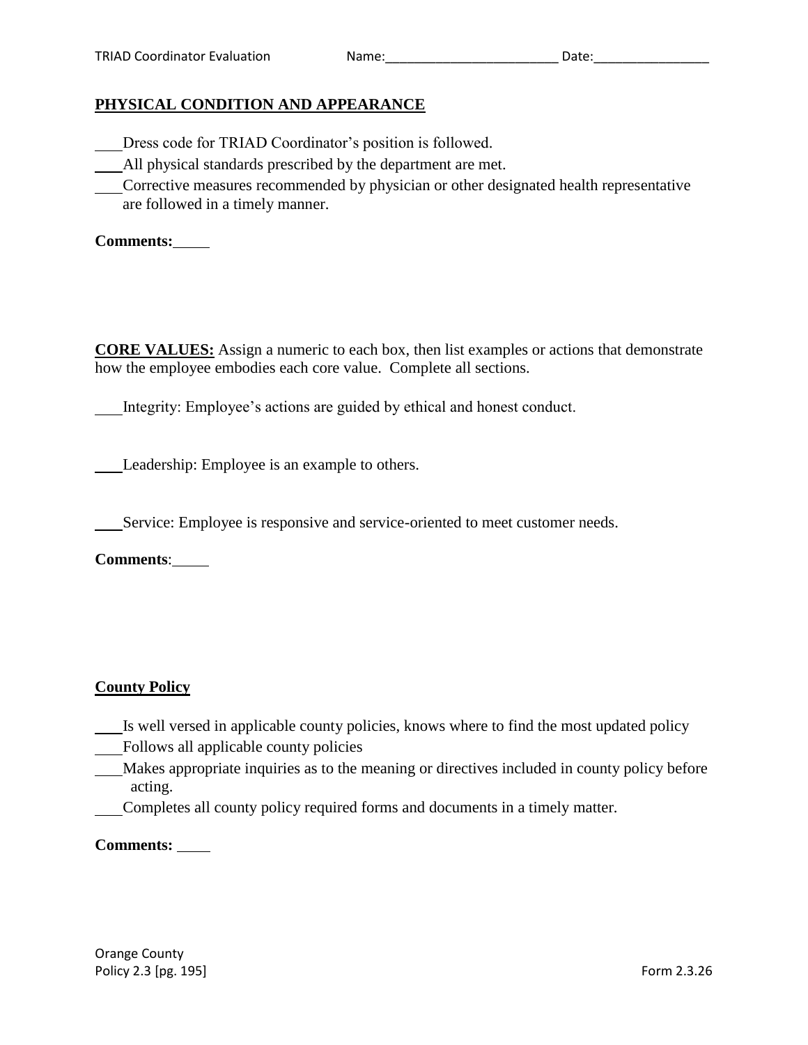## PHYSICAL CONDITION AND APPEARANCE

____Dress code for TRIAD Coordinator's position is followed.
____All physical standards prescribed by the department are met.
____Corrective measures recommended by physician or other designated health representative are followed in a timely manner.

**Comments:**____

**CORE VALUES:** Assign a numeric to each box, then list examples or actions that demonstrate how the employee embodies each core value. Complete all sections.

____Integrity: Employee's actions are guided by ethical and honest conduct.

____Leadership: Employee is an example to others.

____Service: Employee is responsive and service-oriented to meet customer needs.

**Comments**:____

## County Policy

____Is well versed in applicable county policies, knows where to find the most updated policy
____Follows all applicable county policies
____Makes appropriate inquiries as to the meaning or directives included in county policy before acting.
____Completes all county policy required forms and documents in a timely matter.

**Comments:** ____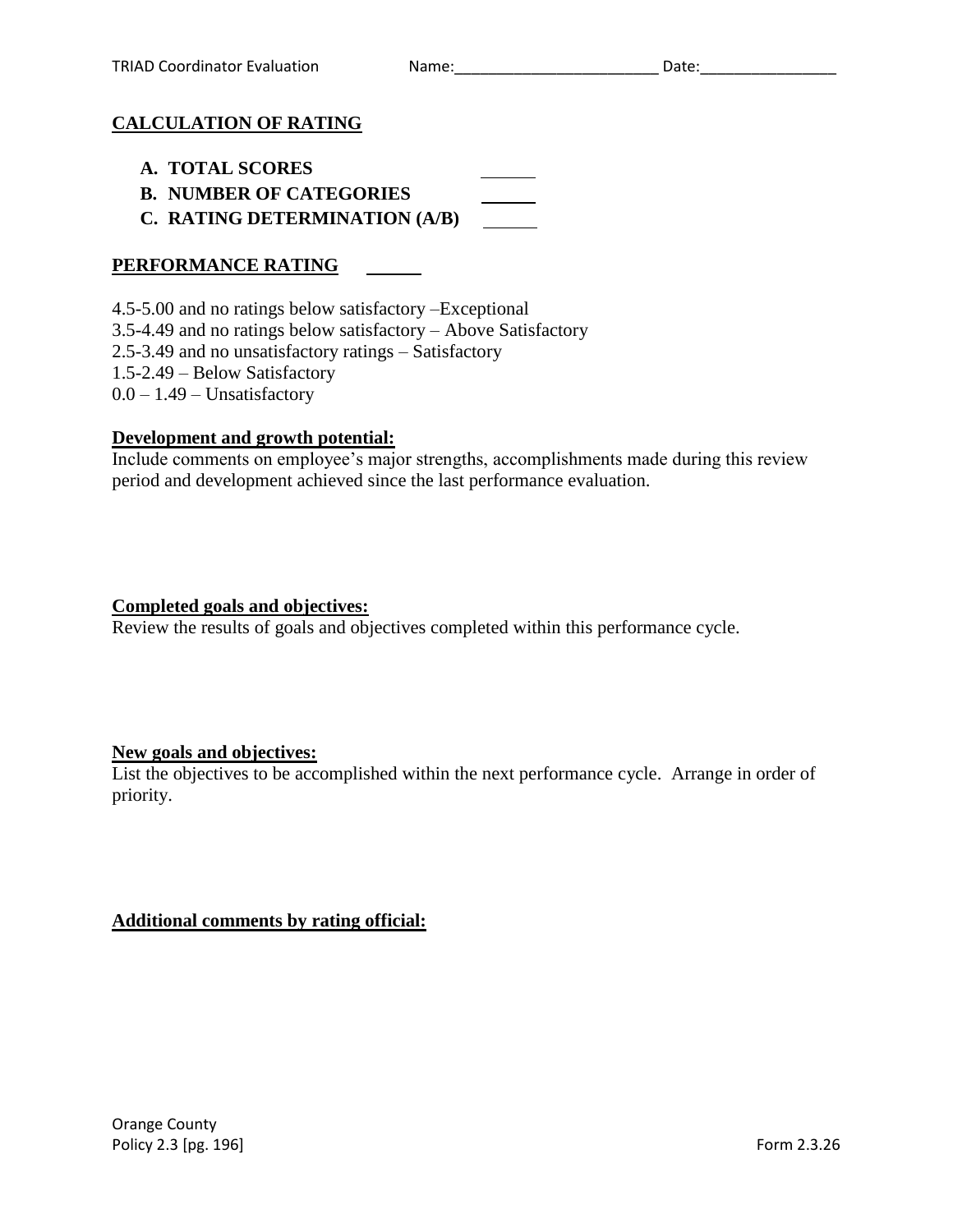## CALCULATION OF RATING

**A. TOTAL SCORES** ______

**B. NUMBER OF CATEGORIES** ______

**C. RATING DETERMINATION (A/B)** ______

## PERFORMANCE RATING ______

4.5-5.00 and no ratings below satisfactory –Exceptional
3.5-4.49 and no ratings below satisfactory – Above Satisfactory
2.5-3.49 and no unsatisfactory ratings – Satisfactory
1.5-2.49 – Below Satisfactory
0.0 – 1.49 – Unsatisfactory

**Development and growth potential:**
Include comments on employee's major strengths, accomplishments made during this review period and development achieved since the last performance evaluation.

**Completed goals and objectives:**
Review the results of goals and objectives completed within this performance cycle.

**New goals and objectives:**
List the objectives to be accomplished within the next performance cycle. Arrange in order of priority.

**Additional comments by rating official:**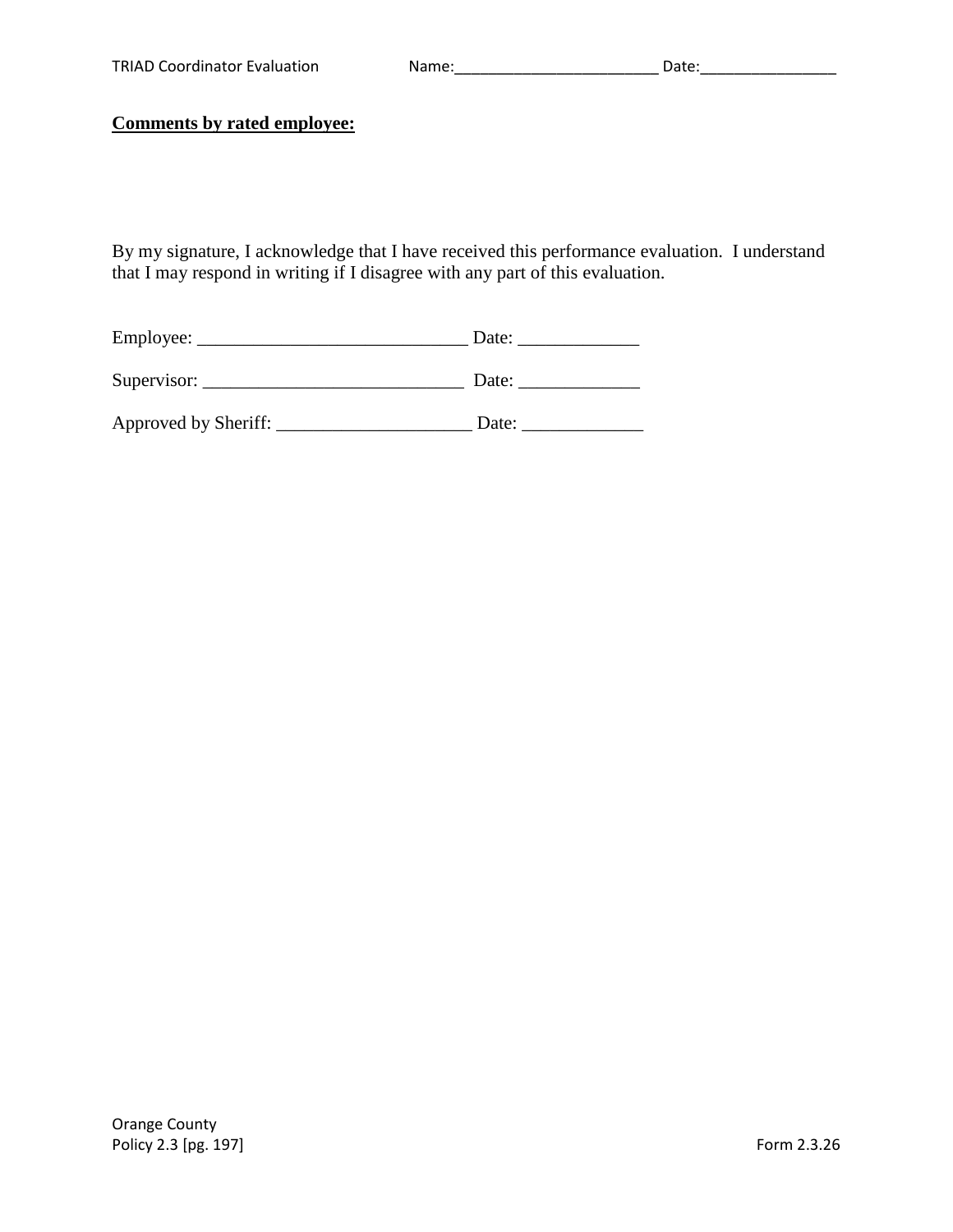**Comments by rated employee:**

By my signature, I acknowledge that I have received this performance evaluation. I understand that I may respond in writing if I disagree with any part of this evaluation.

Employee: _____________________________ Date: _____________

Supervisor: ____________________________ Date: _____________

Approved by Sheriff: _____________________ Date: _____________